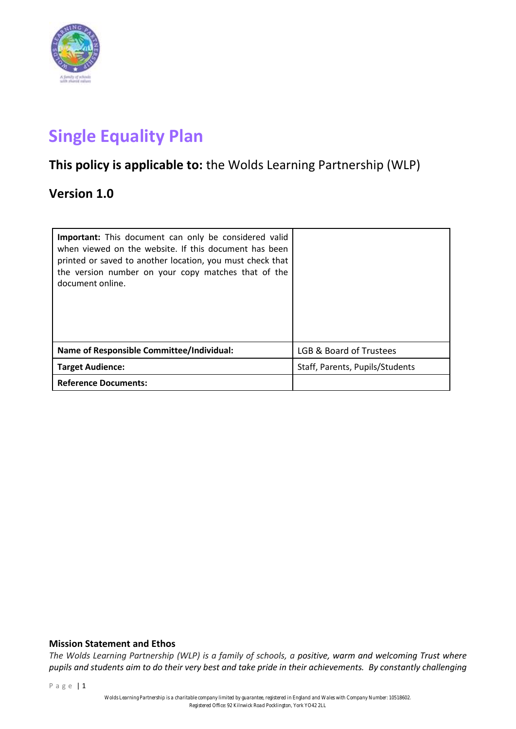# Single Equality Plan

## **This policy is applicable to:** the Wolds Learning Partnership (WLP)

## Version 1.0

| **Important:** This document can only be considered valid when viewed on the website. If this document has been printed or saved to another location, you must check that the version number on your copy matches that of the document online. | |
|---|---|
| **Name of Responsible Committee/Individual:** | LGB & Board of Trustees |
| **Target Audience:** | Staff, Parents, Pupils/Students |
| **Reference Documents:** | |

**Mission Statement and Ethos**

*The Wolds Learning Partnership (WLP) is a family of schools, a positive, warm and welcoming Trust where pupils and students aim to do their very best and take pride in their achievements. By constantly challenging*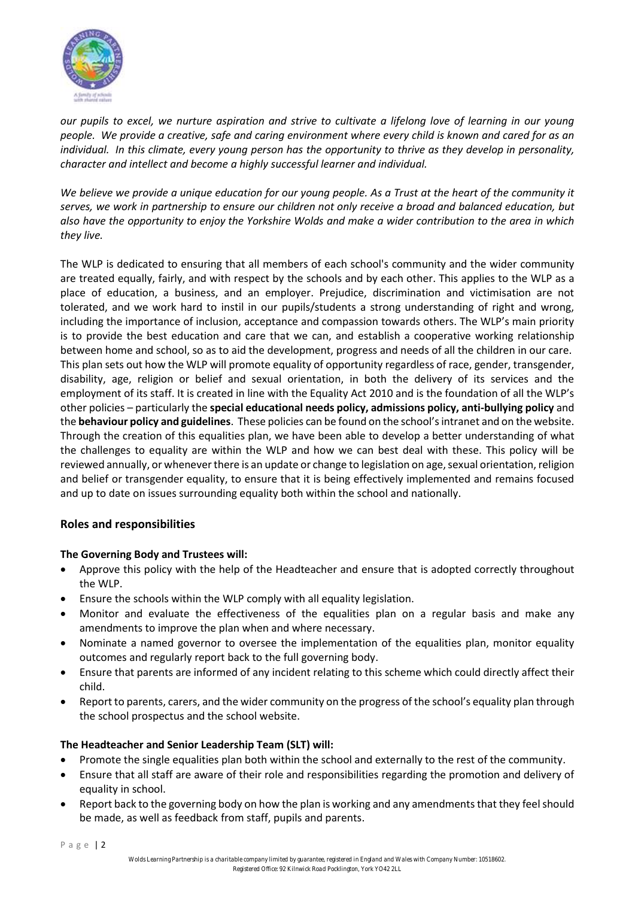*our pupils to excel, we nurture aspiration and strive to cultivate a lifelong love of learning in our young people. We provide a creative, safe and caring environment where every child is known and cared for as an individual. In this climate, every young person has the opportunity to thrive as they develop in personality, character and intellect and become a highly successful learner and individual.*

*We believe we provide a unique education for our young people. As a Trust at the heart of the community it serves, we work in partnership to ensure our children not only receive a broad and balanced education, but also have the opportunity to enjoy the Yorkshire Wolds and make a wider contribution to the area in which they live.*

The WLP is dedicated to ensuring that all members of each school's community and the wider community are treated equally, fairly, and with respect by the schools and by each other. This applies to the WLP as a place of education, a business, and an employer. Prejudice, discrimination and victimisation are not tolerated, and we work hard to instil in our pupils/students a strong understanding of right and wrong, including the importance of inclusion, acceptance and compassion towards others. The WLP's main priority is to provide the best education and care that we can, and establish a cooperative working relationship between home and school, so as to aid the development, progress and needs of all the children in our care. This plan sets out how the WLP will promote equality of opportunity regardless of race, gender, transgender, disability, age, religion or belief and sexual orientation, in both the delivery of its services and the employment of its staff. It is created in line with the Equality Act 2010 and is the foundation of all the WLP's other policies – particularly the **special educational needs policy, admissions policy, anti-bullying policy** and the **behaviour policy and guidelines**. These policies can be found on the school's intranet and on the website. Through the creation of this equalities plan, we have been able to develop a better understanding of what the challenges to equality are within the WLP and how we can best deal with these. This policy will be reviewed annually, or whenever there is an update or change to legislation on age, sexual orientation, religion and belief or transgender equality, to ensure that it is being effectively implemented and remains focused and up to date on issues surrounding equality both within the school and nationally.

## Roles and responsibilities

**The Governing Body and Trustees will:**

- Approve this policy with the help of the Headteacher and ensure that is adopted correctly throughout the WLP.
- Ensure the schools within the WLP comply with all equality legislation.
- Monitor and evaluate the effectiveness of the equalities plan on a regular basis and make any amendments to improve the plan when and where necessary.
- Nominate a named governor to oversee the implementation of the equalities plan, monitor equality outcomes and regularly report back to the full governing body.
- Ensure that parents are informed of any incident relating to this scheme which could directly affect their child.
- Report to parents, carers, and the wider community on the progress of the school's equality plan through the school prospectus and the school website.

**The Headteacher and Senior Leadership Team (SLT) will:**

- Promote the single equalities plan both within the school and externally to the rest of the community.
- Ensure that all staff are aware of their role and responsibilities regarding the promotion and delivery of equality in school.
- Report back to the governing body on how the plan is working and any amendments that they feel should be made, as well as feedback from staff, pupils and parents.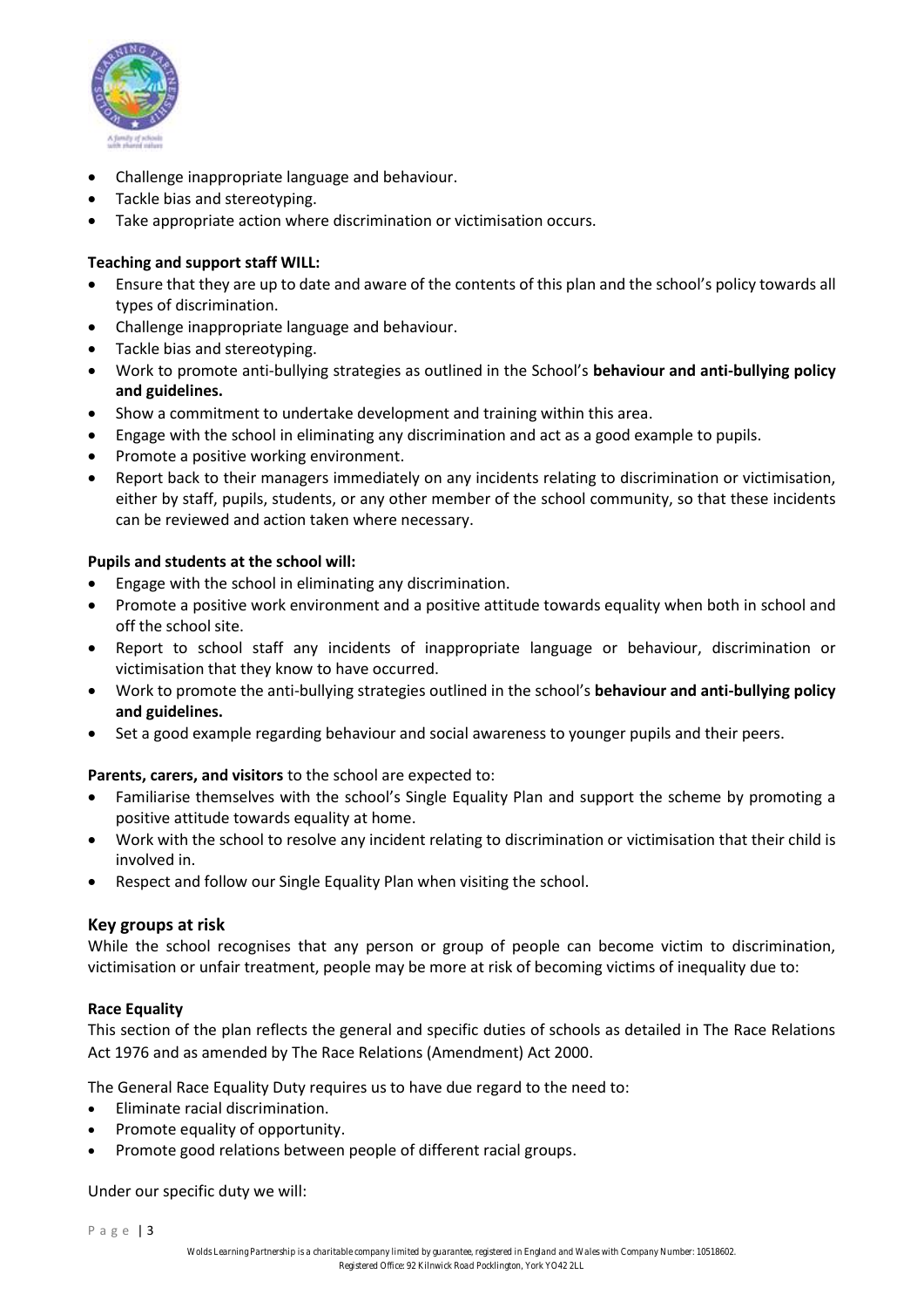- Challenge inappropriate language and behaviour.
- Tackle bias and stereotyping.
- Take appropriate action where discrimination or victimisation occurs.

**Teaching and support staff WILL:**

- Ensure that they are up to date and aware of the contents of this plan and the school's policy towards all types of discrimination.
- Challenge inappropriate language and behaviour.
- Tackle bias and stereotyping.
- Work to promote anti-bullying strategies as outlined in the School's **behaviour and anti-bullying policy and guidelines.**
- Show a commitment to undertake development and training within this area.
- Engage with the school in eliminating any discrimination and act as a good example to pupils.
- Promote a positive working environment.
- Report back to their managers immediately on any incidents relating to discrimination or victimisation, either by staff, pupils, students, or any other member of the school community, so that these incidents can be reviewed and action taken where necessary.

**Pupils and students at the school will:**

- Engage with the school in eliminating any discrimination.
- Promote a positive work environment and a positive attitude towards equality when both in school and off the school site.
- Report to school staff any incidents of inappropriate language or behaviour, discrimination or victimisation that they know to have occurred.
- Work to promote the anti-bullying strategies outlined in the school's **behaviour and anti-bullying policy and guidelines.**
- Set a good example regarding behaviour and social awareness to younger pupils and their peers.

**Parents, carers, and visitors** to the school are expected to:

- Familiarise themselves with the school's Single Equality Plan and support the scheme by promoting a positive attitude towards equality at home.
- Work with the school to resolve any incident relating to discrimination or victimisation that their child is involved in.
- Respect and follow our Single Equality Plan when visiting the school.

## Key groups at risk

While the school recognises that any person or group of people can become victim to discrimination, victimisation or unfair treatment, people may be more at risk of becoming victims of inequality due to:

**Race Equality**

This section of the plan reflects the general and specific duties of schools as detailed in The Race Relations Act 1976 and as amended by The Race Relations (Amendment) Act 2000.

The General Race Equality Duty requires us to have due regard to the need to:

- Eliminate racial discrimination.
- Promote equality of opportunity.
- Promote good relations between people of different racial groups.

Under our specific duty we will: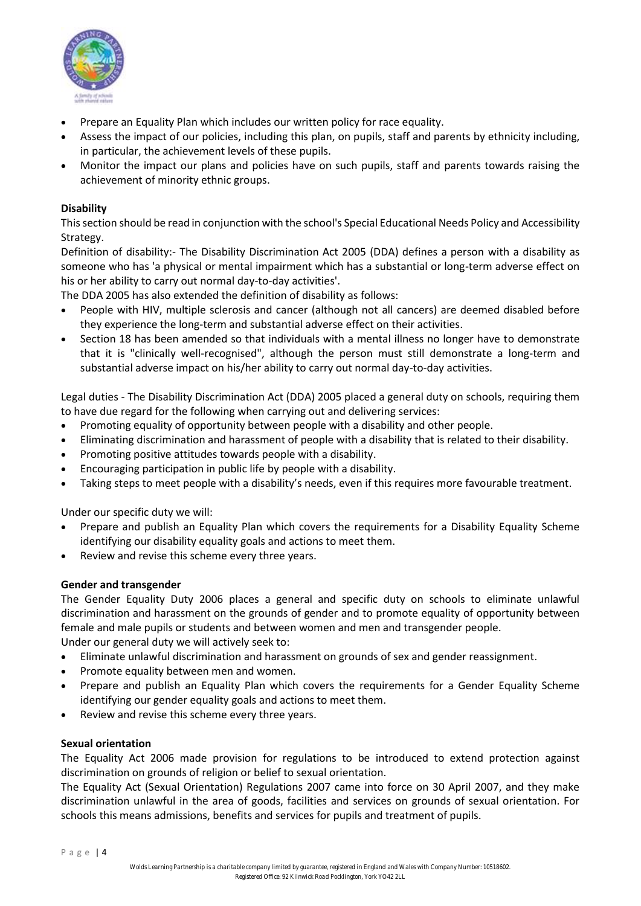- Prepare an Equality Plan which includes our written policy for race equality.
- Assess the impact of our policies, including this plan, on pupils, staff and parents by ethnicity including, in particular, the achievement levels of these pupils.
- Monitor the impact our plans and policies have on such pupils, staff and parents towards raising the achievement of minority ethnic groups.

**Disability**

This section should be read in conjunction with the school's Special Educational Needs Policy and Accessibility Strategy.

Definition of disability:- The Disability Discrimination Act 2005 (DDA) defines a person with a disability as someone who has 'a physical or mental impairment which has a substantial or long-term adverse effect on his or her ability to carry out normal day-to-day activities'.

The DDA 2005 has also extended the definition of disability as follows:

- People with HIV, multiple sclerosis and cancer (although not all cancers) are deemed disabled before they experience the long-term and substantial adverse effect on their activities.
- Section 18 has been amended so that individuals with a mental illness no longer have to demonstrate that it is "clinically well-recognised", although the person must still demonstrate a long-term and substantial adverse impact on his/her ability to carry out normal day-to-day activities.

Legal duties - The Disability Discrimination Act (DDA) 2005 placed a general duty on schools, requiring them to have due regard for the following when carrying out and delivering services:

- Promoting equality of opportunity between people with a disability and other people.
- Eliminating discrimination and harassment of people with a disability that is related to their disability.
- Promoting positive attitudes towards people with a disability.
- Encouraging participation in public life by people with a disability.
- Taking steps to meet people with a disability's needs, even if this requires more favourable treatment.

Under our specific duty we will:

- Prepare and publish an Equality Plan which covers the requirements for a Disability Equality Scheme identifying our disability equality goals and actions to meet them.
- Review and revise this scheme every three years.

**Gender and transgender**

The Gender Equality Duty 2006 places a general and specific duty on schools to eliminate unlawful discrimination and harassment on the grounds of gender and to promote equality of opportunity between female and male pupils or students and between women and men and transgender people.

Under our general duty we will actively seek to:

- Eliminate unlawful discrimination and harassment on grounds of sex and gender reassignment.
- Promote equality between men and women.
- Prepare and publish an Equality Plan which covers the requirements for a Gender Equality Scheme identifying our gender equality goals and actions to meet them.
- Review and revise this scheme every three years.

**Sexual orientation**

The Equality Act 2006 made provision for regulations to be introduced to extend protection against discrimination on grounds of religion or belief to sexual orientation.

The Equality Act (Sexual Orientation) Regulations 2007 came into force on 30 April 2007, and they make discrimination unlawful in the area of goods, facilities and services on grounds of sexual orientation. For schools this means admissions, benefits and services for pupils and treatment of pupils.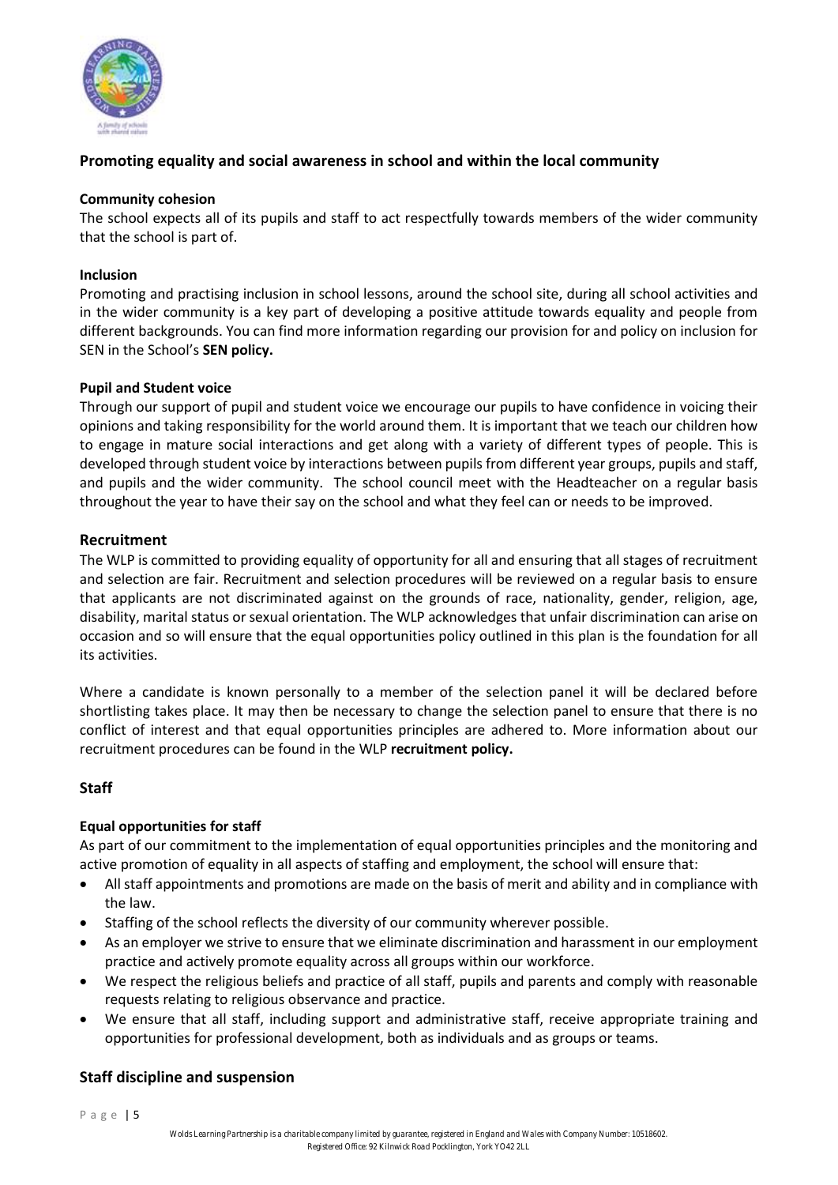## Promoting equality and social awareness in school and within the local community

### Community cohesion

The school expects all of its pupils and staff to act respectfully towards members of the wider community that the school is part of.

### Inclusion

Promoting and practising inclusion in school lessons, around the school site, during all school activities and in the wider community is a key part of developing a positive attitude towards equality and people from different backgrounds. You can find more information regarding our provision for and policy on inclusion for SEN in the School's **SEN policy.**

### Pupil and Student voice

Through our support of pupil and student voice we encourage our pupils to have confidence in voicing their opinions and taking responsibility for the world around them. It is important that we teach our children how to engage in mature social interactions and get along with a variety of different types of people. This is developed through student voice by interactions between pupils from different year groups, pupils and staff, and pupils and the wider community. The school council meet with the Headteacher on a regular basis throughout the year to have their say on the school and what they feel can or needs to be improved.

## Recruitment

The WLP is committed to providing equality of opportunity for all and ensuring that all stages of recruitment and selection are fair. Recruitment and selection procedures will be reviewed on a regular basis to ensure that applicants are not discriminated against on the grounds of race, nationality, gender, religion, age, disability, marital status or sexual orientation. The WLP acknowledges that unfair discrimination can arise on occasion and so will ensure that the equal opportunities policy outlined in this plan is the foundation for all its activities.

Where a candidate is known personally to a member of the selection panel it will be declared before shortlisting takes place. It may then be necessary to change the selection panel to ensure that there is no conflict of interest and that equal opportunities principles are adhered to. More information about our recruitment procedures can be found in the WLP **recruitment policy.**

## Staff

### Equal opportunities for staff

As part of our commitment to the implementation of equal opportunities principles and the monitoring and active promotion of equality in all aspects of staffing and employment, the school will ensure that:

- All staff appointments and promotions are made on the basis of merit and ability and in compliance with the law.
- Staffing of the school reflects the diversity of our community wherever possible.
- As an employer we strive to ensure that we eliminate discrimination and harassment in our employment practice and actively promote equality across all groups within our workforce.
- We respect the religious beliefs and practice of all staff, pupils and parents and comply with reasonable requests relating to religious observance and practice.
- We ensure that all staff, including support and administrative staff, receive appropriate training and opportunities for professional development, both as individuals and as groups or teams.

## Staff discipline and suspension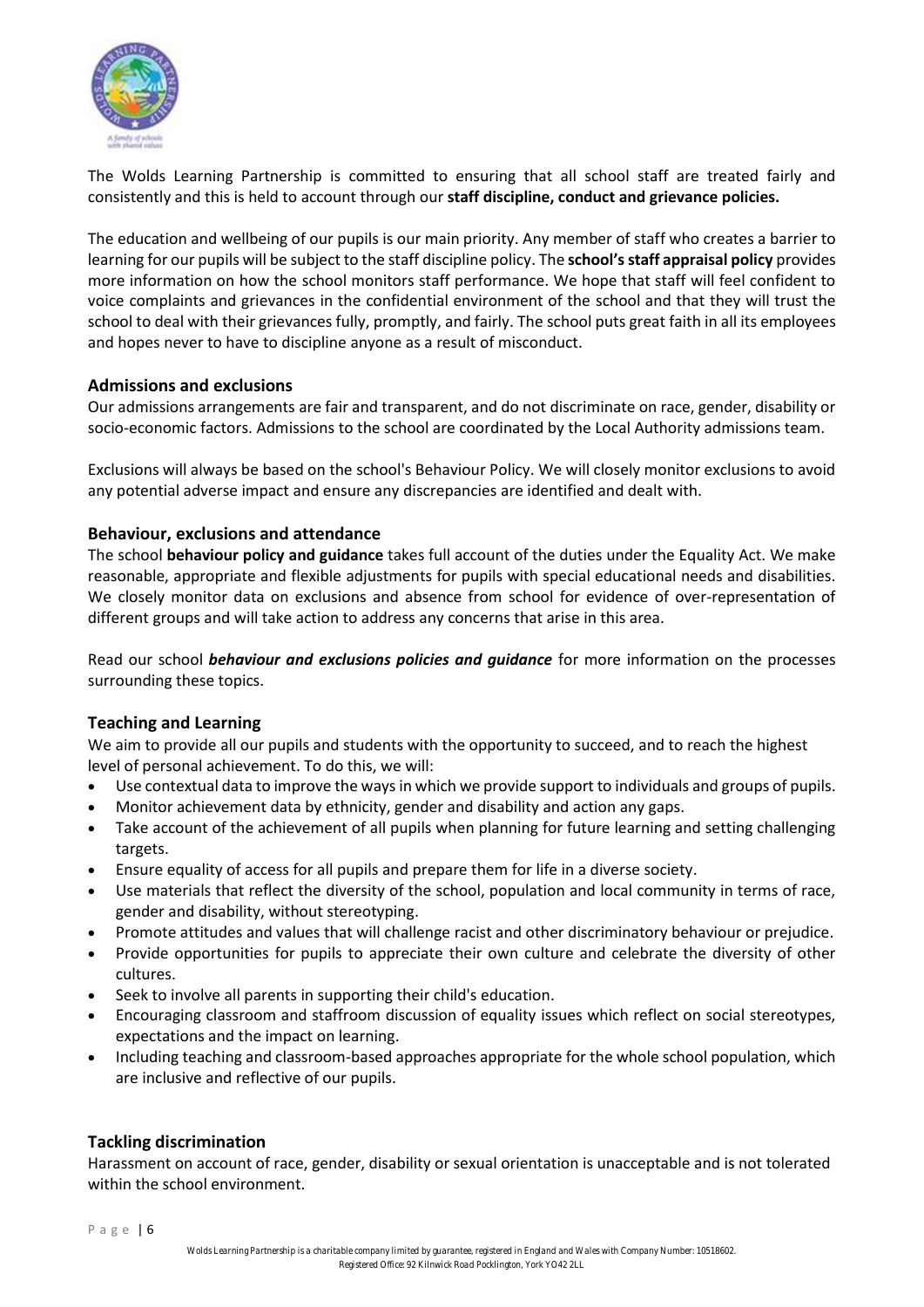The Wolds Learning Partnership is committed to ensuring that all school staff are treated fairly and consistently and this is held to account through our **staff discipline, conduct and grievance policies.**

The education and wellbeing of our pupils is our main priority. Any member of staff who creates a barrier to learning for our pupils will be subject to the staff discipline policy. The **school's staff appraisal policy** provides more information on how the school monitors staff performance. We hope that staff will feel confident to voice complaints and grievances in the confidential environment of the school and that they will trust the school to deal with their grievances fully, promptly, and fairly. The school puts great faith in all its employees and hopes never to have to discipline anyone as a result of misconduct.

### Admissions and exclusions

Our admissions arrangements are fair and transparent, and do not discriminate on race, gender, disability or socio-economic factors. Admissions to the school are coordinated by the Local Authority admissions team.

Exclusions will always be based on the school's Behaviour Policy. We will closely monitor exclusions to avoid any potential adverse impact and ensure any discrepancies are identified and dealt with.

### Behaviour, exclusions and attendance

The school **behaviour policy and guidance** takes full account of the duties under the Equality Act. We make reasonable, appropriate and flexible adjustments for pupils with special educational needs and disabilities. We closely monitor data on exclusions and absence from school for evidence of over-representation of different groups and will take action to address any concerns that arise in this area.

Read our school ***behaviour and exclusions policies and guidance*** for more information on the processes surrounding these topics.

### Teaching and Learning

We aim to provide all our pupils and students with the opportunity to succeed, and to reach the highest level of personal achievement. To do this, we will:

- Use contextual data to improve the ways in which we provide support to individuals and groups of pupils.
- Monitor achievement data by ethnicity, gender and disability and action any gaps.
- Take account of the achievement of all pupils when planning for future learning and setting challenging targets.
- Ensure equality of access for all pupils and prepare them for life in a diverse society.
- Use materials that reflect the diversity of the school, population and local community in terms of race, gender and disability, without stereotyping.
- Promote attitudes and values that will challenge racist and other discriminatory behaviour or prejudice.
- Provide opportunities for pupils to appreciate their own culture and celebrate the diversity of other cultures.
- Seek to involve all parents in supporting their child's education.
- Encouraging classroom and staffroom discussion of equality issues which reflect on social stereotypes, expectations and the impact on learning.
- Including teaching and classroom-based approaches appropriate for the whole school population, which are inclusive and reflective of our pupils.

### Tackling discrimination

Harassment on account of race, gender, disability or sexual orientation is unacceptable and is not tolerated within the school environment.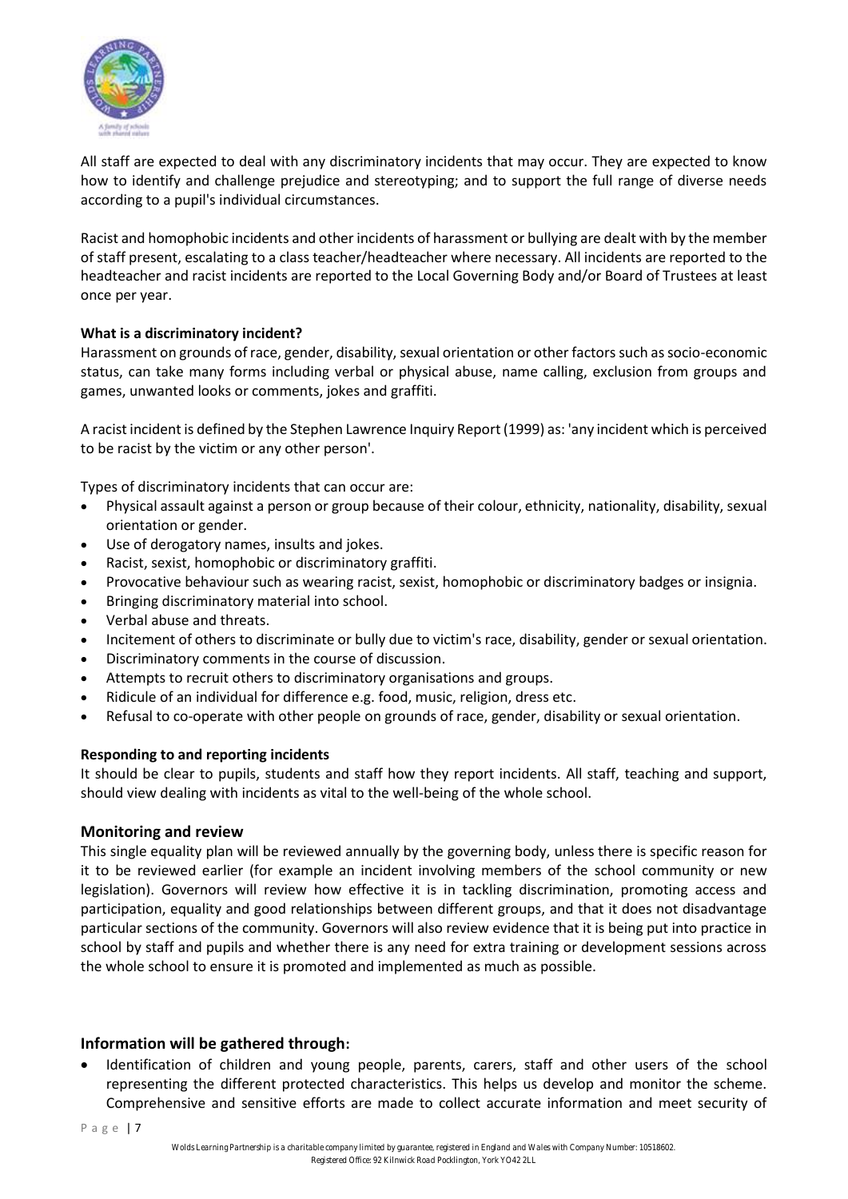All staff are expected to deal with any discriminatory incidents that may occur. They are expected to know how to identify and challenge prejudice and stereotyping; and to support the full range of diverse needs according to a pupil's individual circumstances.

Racist and homophobic incidents and other incidents of harassment or bullying are dealt with by the member of staff present, escalating to a class teacher/headteacher where necessary. All incidents are reported to the headteacher and racist incidents are reported to the Local Governing Body and/or Board of Trustees at least once per year.

**What is a discriminatory incident?**

Harassment on grounds of race, gender, disability, sexual orientation or other factors such as socio-economic status, can take many forms including verbal or physical abuse, name calling, exclusion from groups and games, unwanted looks or comments, jokes and graffiti.

A racist incident is defined by the Stephen Lawrence Inquiry Report (1999) as: 'any incident which is perceived to be racist by the victim or any other person'.

Types of discriminatory incidents that can occur are:

- Physical assault against a person or group because of their colour, ethnicity, nationality, disability, sexual orientation or gender.
- Use of derogatory names, insults and jokes.
- Racist, sexist, homophobic or discriminatory graffiti.
- Provocative behaviour such as wearing racist, sexist, homophobic or discriminatory badges or insignia.
- Bringing discriminatory material into school.
- Verbal abuse and threats.
- Incitement of others to discriminate or bully due to victim's race, disability, gender or sexual orientation.
- Discriminatory comments in the course of discussion.
- Attempts to recruit others to discriminatory organisations and groups.
- Ridicule of an individual for difference e.g. food, music, religion, dress etc.
- Refusal to co-operate with other people on grounds of race, gender, disability or sexual orientation.

**Responding to and reporting incidents**

It should be clear to pupils, students and staff how they report incidents. All staff, teaching and support, should view dealing with incidents as vital to the well-being of the whole school.

## Monitoring and review

This single equality plan will be reviewed annually by the governing body, unless there is specific reason for it to be reviewed earlier (for example an incident involving members of the school community or new legislation). Governors will review how effective it is in tackling discrimination, promoting access and participation, equality and good relationships between different groups, and that it does not disadvantage particular sections of the community. Governors will also review evidence that it is being put into practice in school by staff and pupils and whether there is any need for extra training or development sessions across the whole school to ensure it is promoted and implemented as much as possible.

## Information will be gathered through:

- Identification of children and young people, parents, carers, staff and other users of the school representing the different protected characteristics. This helps us develop and monitor the scheme. Comprehensive and sensitive efforts are made to collect accurate information and meet security of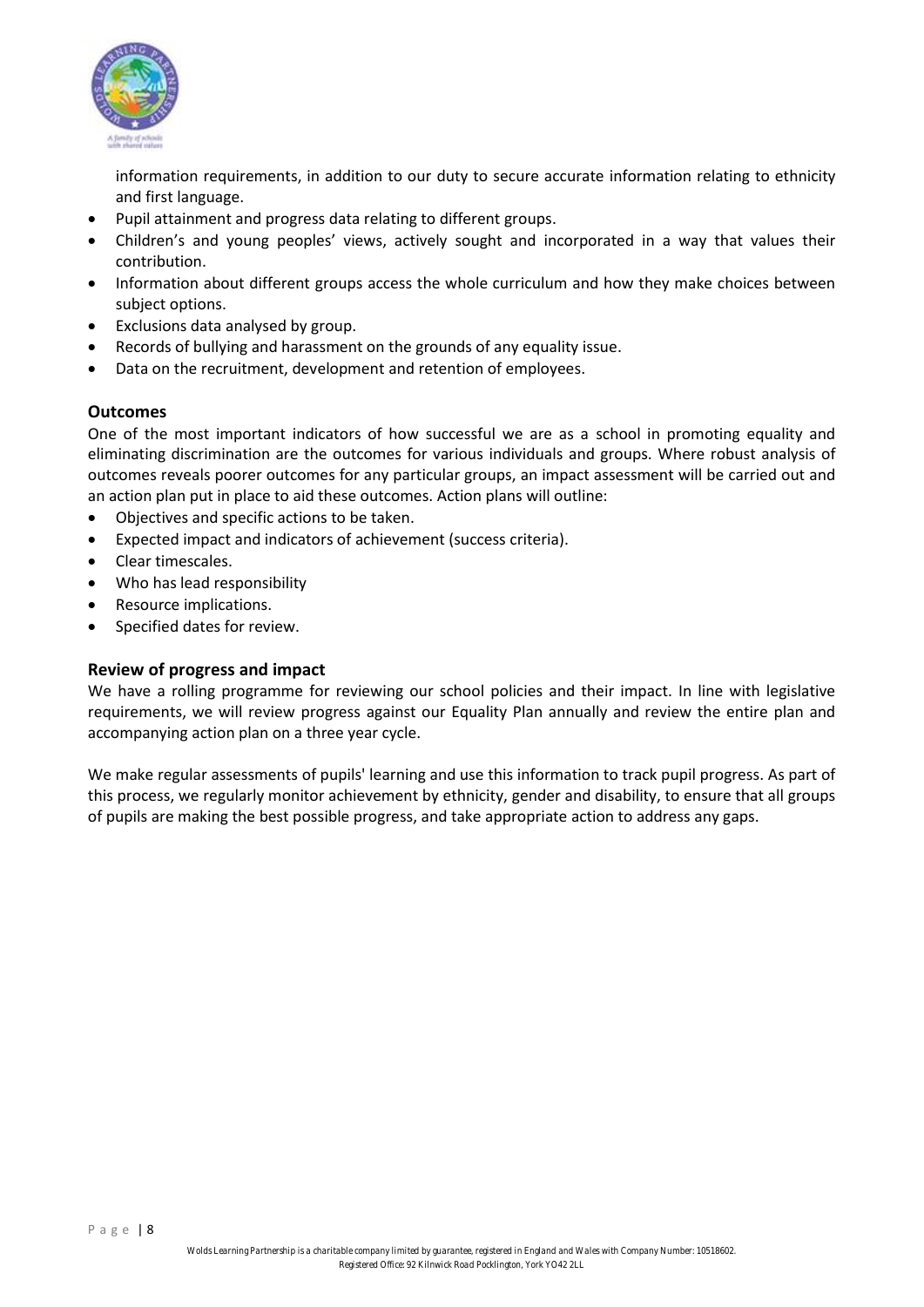information requirements, in addition to our duty to secure accurate information relating to ethnicity and first language.

- Pupil attainment and progress data relating to different groups.
- Children's and young peoples' views, actively sought and incorporated in a way that values their contribution.
- Information about different groups access the whole curriculum and how they make choices between subject options.
- Exclusions data analysed by group.
- Records of bullying and harassment on the grounds of any equality issue.
- Data on the recruitment, development and retention of employees.

## Outcomes

One of the most important indicators of how successful we are as a school in promoting equality and eliminating discrimination are the outcomes for various individuals and groups. Where robust analysis of outcomes reveals poorer outcomes for any particular groups, an impact assessment will be carried out and an action plan put in place to aid these outcomes. Action plans will outline:

- Objectives and specific actions to be taken.
- Expected impact and indicators of achievement (success criteria).
- Clear timescales.
- Who has lead responsibility
- Resource implications.
- Specified dates for review.

## Review of progress and impact

We have a rolling programme for reviewing our school policies and their impact. In line with legislative requirements, we will review progress against our Equality Plan annually and review the entire plan and accompanying action plan on a three year cycle.

We make regular assessments of pupils' learning and use this information to track pupil progress. As part of this process, we regularly monitor achievement by ethnicity, gender and disability, to ensure that all groups of pupils are making the best possible progress, and take appropriate action to address any gaps.